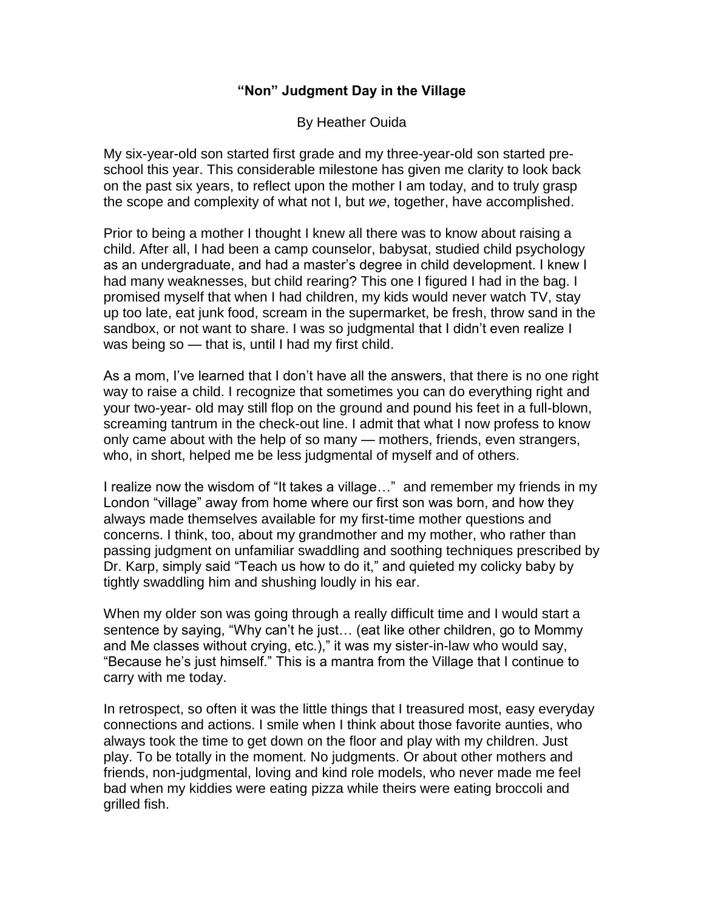# "Non" Judgment Day in the Village

By Heather Ouida

My six-year-old son started first grade and my three-year-old son started pre-school this year. This considerable milestone has given me clarity to look back on the past six years, to reflect upon the mother I am today, and to truly grasp the scope and complexity of what not I, but *we*, together, have accomplished.

Prior to being a mother I thought I knew all there was to know about raising a child. After all, I had been a camp counselor, babysat, studied child psychology as an undergraduate, and had a master's degree in child development. I knew I had many weaknesses, but child rearing? This one I figured I had in the bag. I promised myself that when I had children, my kids would never watch TV, stay up too late, eat junk food, scream in the supermarket, be fresh, throw sand in the sandbox, or not want to share. I was so judgmental that I didn't even realize I was being so — that is, until I had my first child.

As a mom, I've learned that I don't have all the answers, that there is no one right way to raise a child. I recognize that sometimes you can do everything right and your two-year- old may still flop on the ground and pound his feet in a full-blown, screaming tantrum in the check-out line. I admit that what I now profess to know only came about with the help of so many — mothers, friends, even strangers, who, in short, helped me be less judgmental of myself and of others.

I realize now the wisdom of "It takes a village…" and remember my friends in my London "village" away from home where our first son was born, and how they always made themselves available for my first-time mother questions and concerns. I think, too, about my grandmother and my mother, who rather than passing judgment on unfamiliar swaddling and soothing techniques prescribed by Dr. Karp, simply said "Teach us how to do it," and quieted my colicky baby by tightly swaddling him and shushing loudly in his ear.

When my older son was going through a really difficult time and I would start a sentence by saying, "Why can't he just… (eat like other children, go to Mommy and Me classes without crying, etc.)," it was my sister-in-law who would say, "Because he's just himself." This is a mantra from the Village that I continue to carry with me today.

In retrospect, so often it was the little things that I treasured most, easy everyday connections and actions. I smile when I think about those favorite aunties, who always took the time to get down on the floor and play with my children. Just play. To be totally in the moment. No judgments. Or about other mothers and friends, non-judgmental, loving and kind role models, who never made me feel bad when my kiddies were eating pizza while theirs were eating broccoli and grilled fish.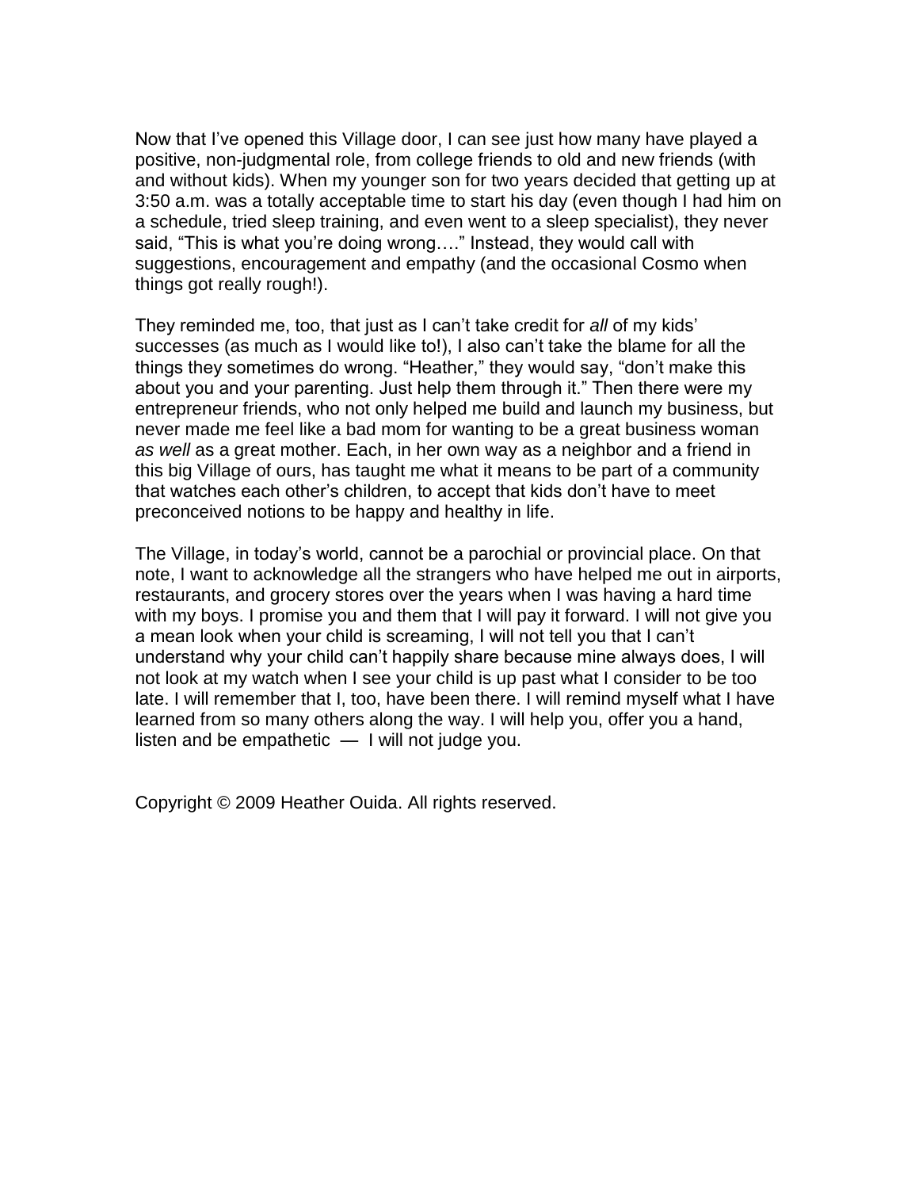Now that I've opened this Village door, I can see just how many have played a positive, non-judgmental role, from college friends to old and new friends (with and without kids). When my younger son for two years decided that getting up at 3:50 a.m. was a totally acceptable time to start his day (even though I had him on a schedule, tried sleep training, and even went to a sleep specialist), they never said, "This is what you're doing wrong…." Instead, they would call with suggestions, encouragement and empathy (and the occasional Cosmo when things got really rough!).

They reminded me, too, that just as I can't take credit for *all* of my kids' successes (as much as I would like to!), I also can't take the blame for all the things they sometimes do wrong. "Heather," they would say, "don't make this about you and your parenting. Just help them through it." Then there were my entrepreneur friends, who not only helped me build and launch my business, but never made me feel like a bad mom for wanting to be a great business woman *as well* as a great mother. Each, in her own way as a neighbor and a friend in this big Village of ours, has taught me what it means to be part of a community that watches each other's children, to accept that kids don't have to meet preconceived notions to be happy and healthy in life.

The Village, in today's world, cannot be a parochial or provincial place. On that note, I want to acknowledge all the strangers who have helped me out in airports, restaurants, and grocery stores over the years when I was having a hard time with my boys. I promise you and them that I will pay it forward. I will not give you a mean look when your child is screaming, I will not tell you that I can't understand why your child can't happily share because mine always does, I will not look at my watch when I see your child is up past what I consider to be too late. I will remember that I, too, have been there. I will remind myself what I have learned from so many others along the way. I will help you, offer you a hand, listen and be empathetic — I will not judge you.

Copyright © 2009 Heather Ouida. All rights reserved.